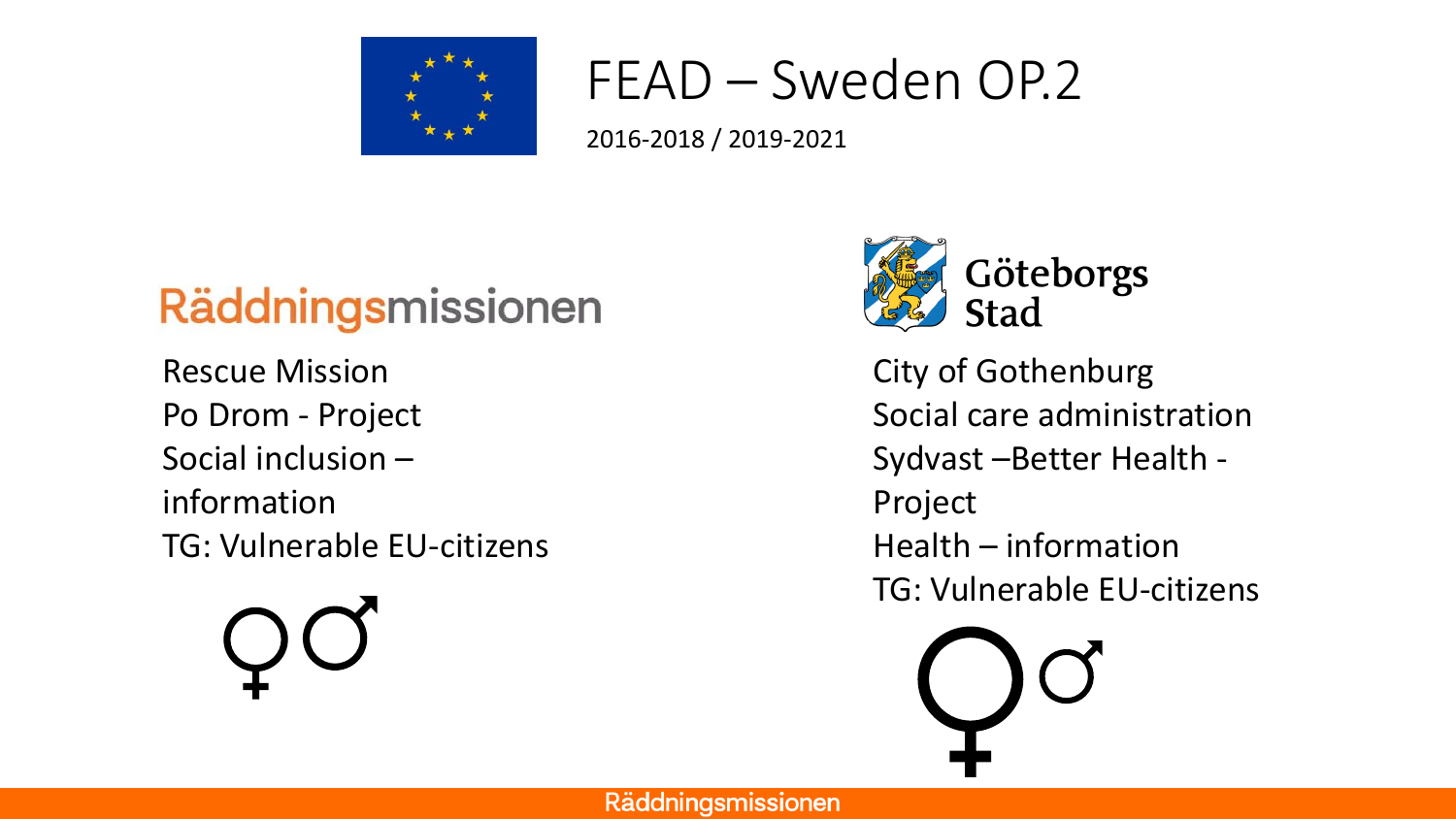# FEAD – Sweden OP.2

2016-2018 / 2019-2021

## Räddningsmissionen

Rescue Mission
Po Drom - Project
Social inclusion – information
TG: Vulnerable EU-citizens

♀ ♂

## Göteborgs Stad

City of Gothenburg
Social care administration
Sydvast –Better Health - Project
Health – information
TG: Vulnerable EU-citizens

♀ ♂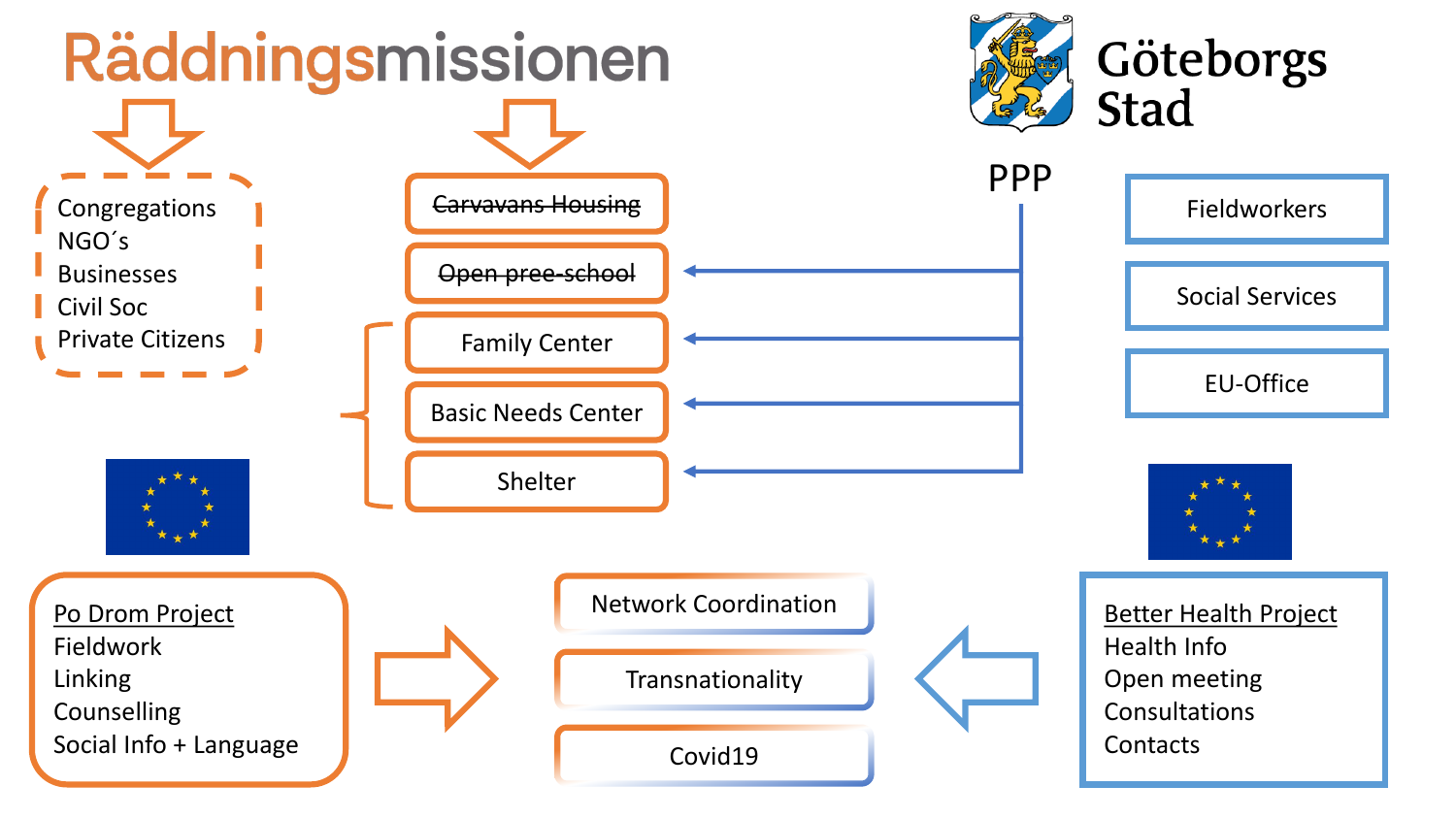# Räddningsmissionen

# Göteborgs Stad

PPP

- Congregations
- NGO´s
- Businesses
- Civil Soc
- Private Citizens

- ~~Carvavans Housing~~
- ~~Open pree-school~~
- Family Center
- Basic Needs Center
- Shelter

- Fieldworkers
- Social Services
- EU-Office

**Po Drom Project**
- Fieldwork
- Linking
- Counselling
- Social Info + Language

- Network Coordination
- Transnationality
- Covid19

**Better Health Project**
- Health Info
- Open meeting
- Consultations
- Contacts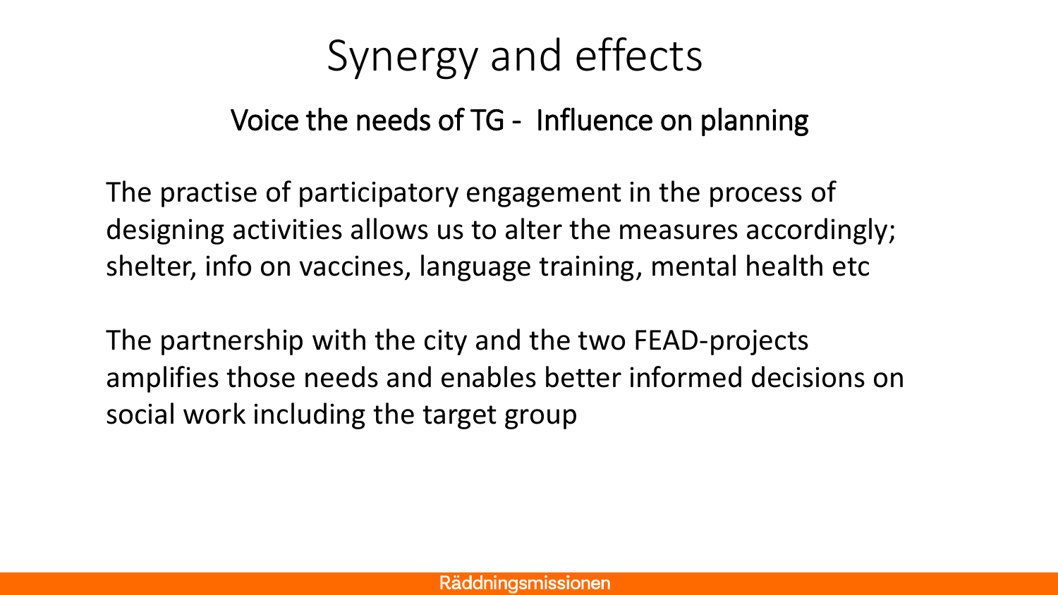# Synergy and effects

## Voice the needs of TG - Influence on planning

The practise of participatory engagement in the process of designing activities allows us to alter the measures accordingly; shelter, info on vaccines, language training, mental health etc

The partnership with the city and the two FEAD-projects amplifies those needs and enables better informed decisions on social work including the target group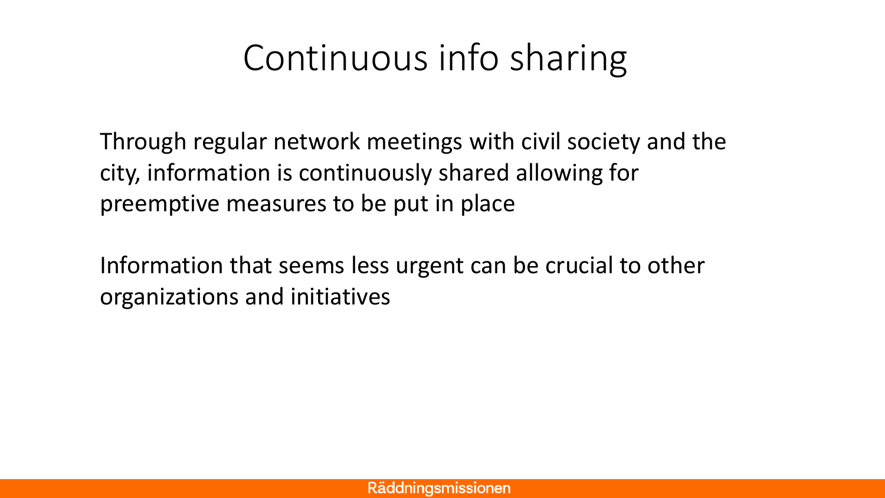# Continuous info sharing

Through regular network meetings with civil society and the city, information is continuously shared allowing for preemptive measures to be put in place

Information that seems less urgent can be crucial to other organizations and initiatives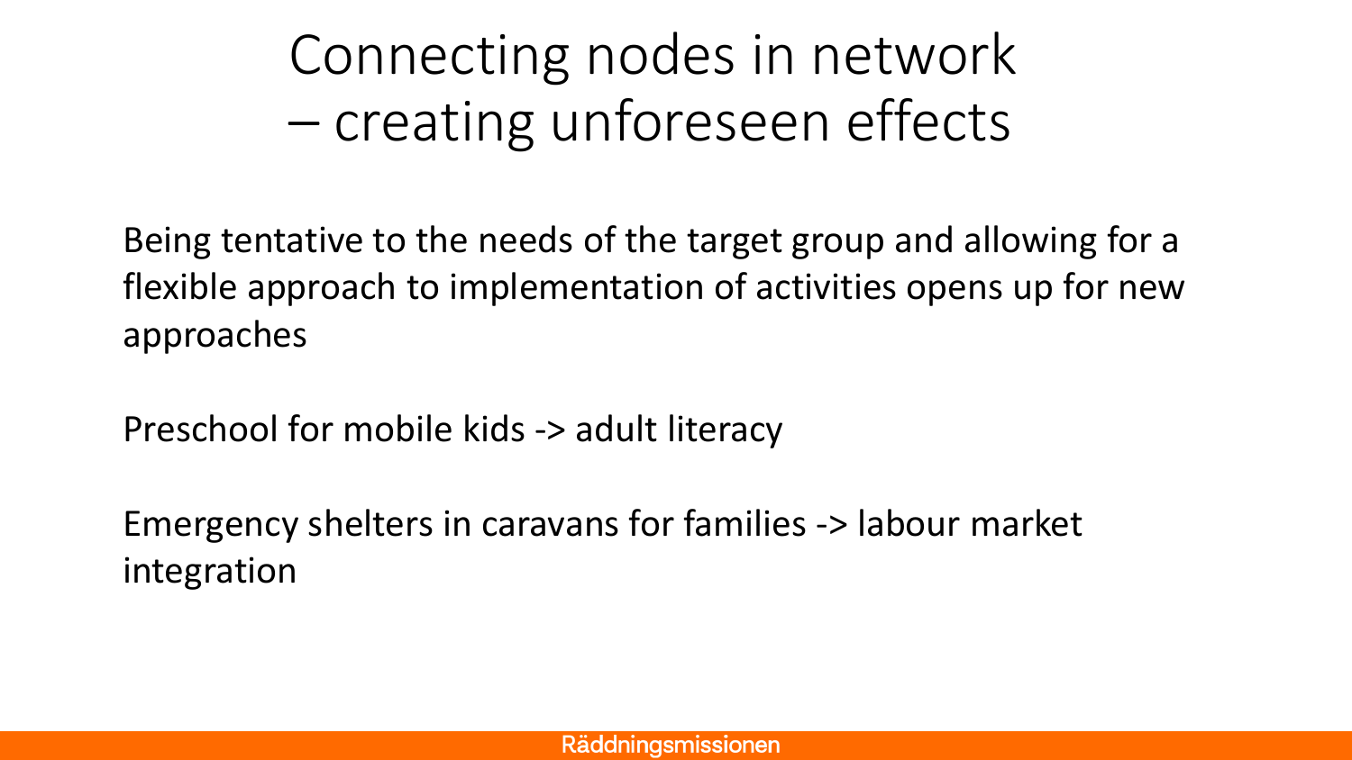# Connecting nodes in network – creating unforeseen effects

Being tentative to the needs of the target group and allowing for a flexible approach to implementation of activities opens up for new approaches

Preschool for mobile kids -> adult literacy

Emergency shelters in caravans for families -> labour market integration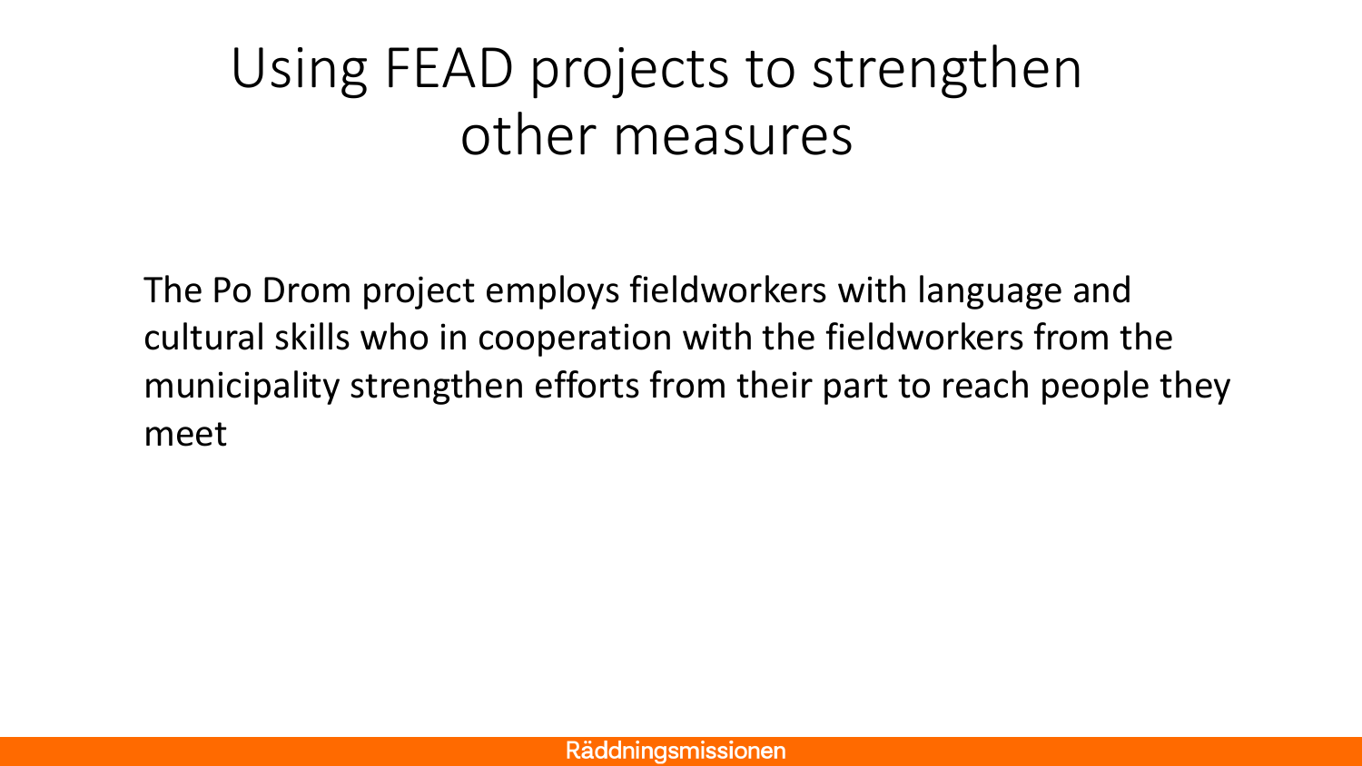# Using FEAD projects to strengthen other measures

The Po Drom project employs fieldworkers with language and cultural skills who in cooperation with the fieldworkers from the municipality strengthen efforts from their part to reach people they meet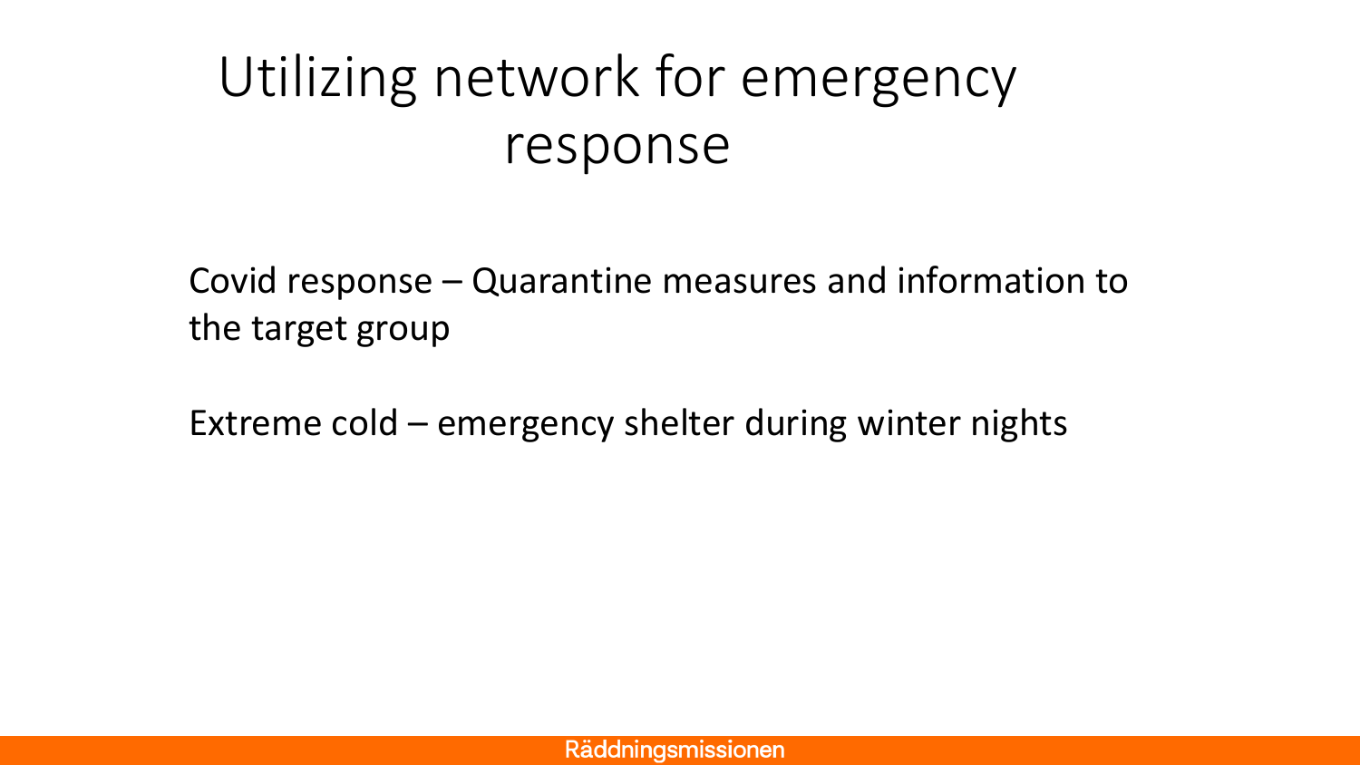# Utilizing network for emergency response

Covid response – Quarantine measures and information to the target group

Extreme cold – emergency shelter during winter nights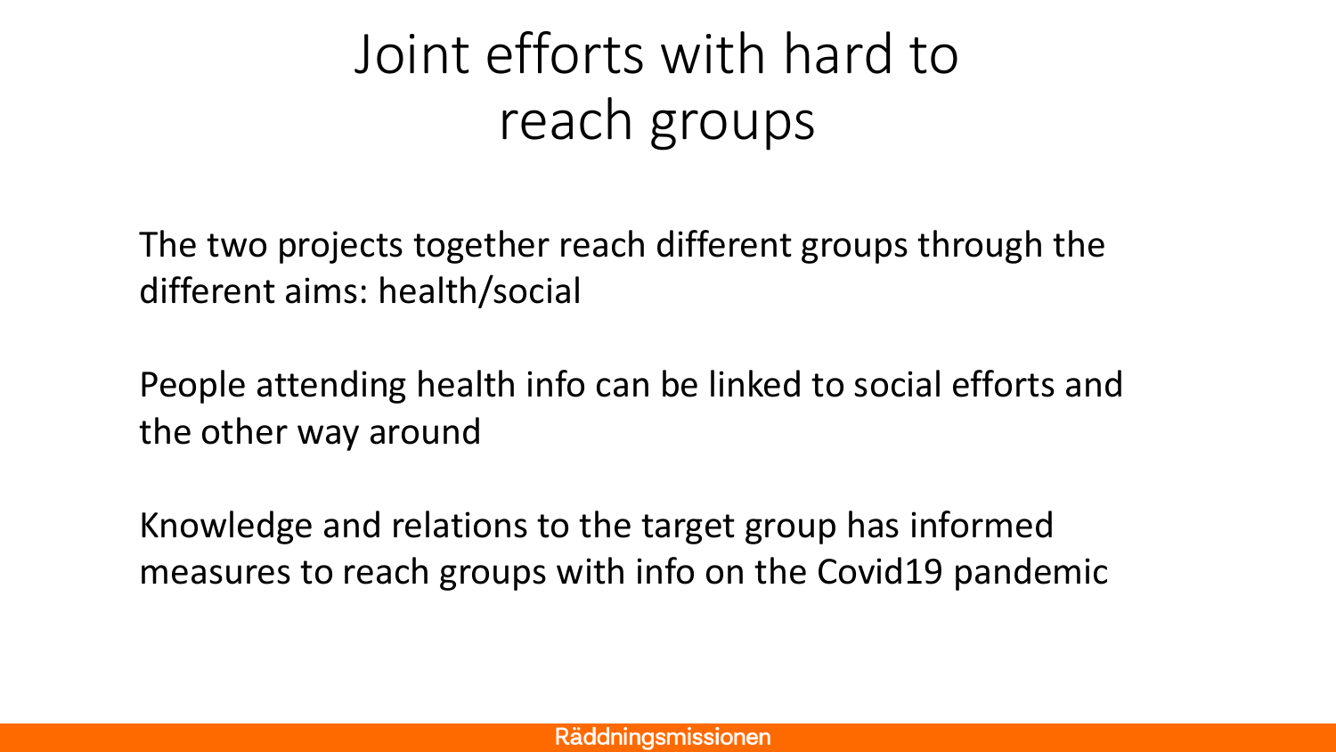# Joint efforts with hard to reach groups

The two projects together reach different groups through the different aims: health/social

People attending health info can be linked to social efforts and the other way around

Knowledge and relations to the target group has informed measures to reach groups with info on the Covid19 pandemic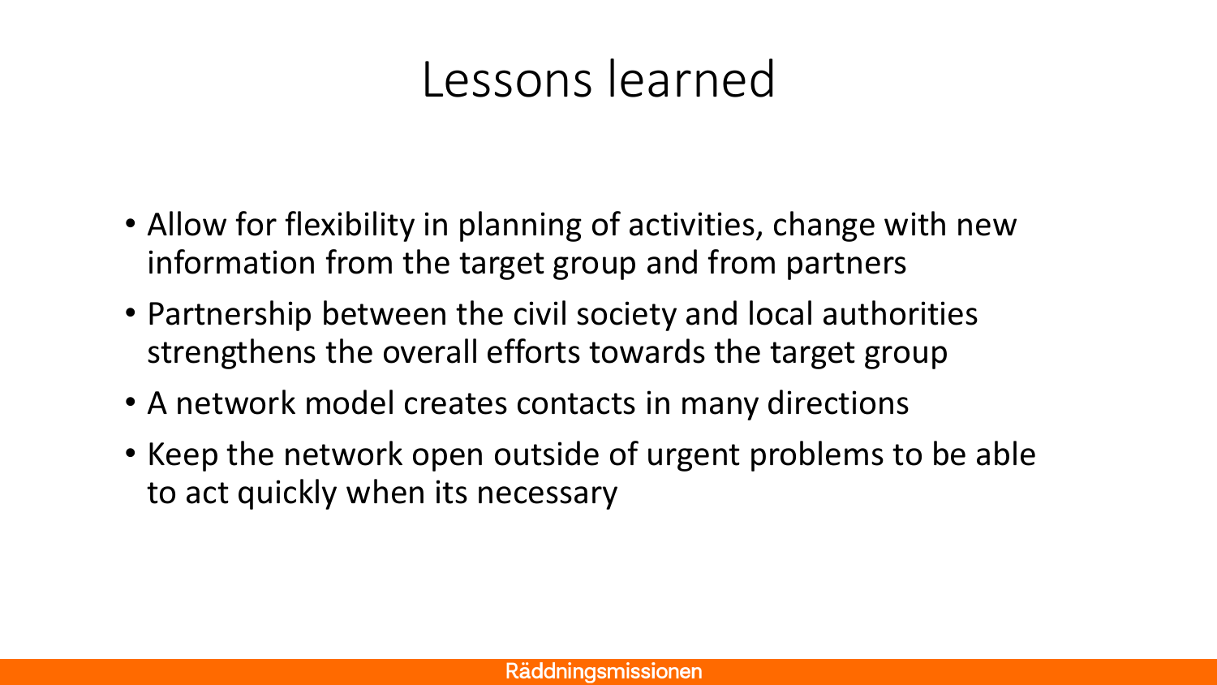# Lessons learned

- Allow for flexibility in planning of activities, change with new information from the target group and from partners
- Partnership between the civil society and local authorities strengthens the overall efforts towards the target group
- A network model creates contacts in many directions
- Keep the network open outside of urgent problems to be able to act quickly when its necessary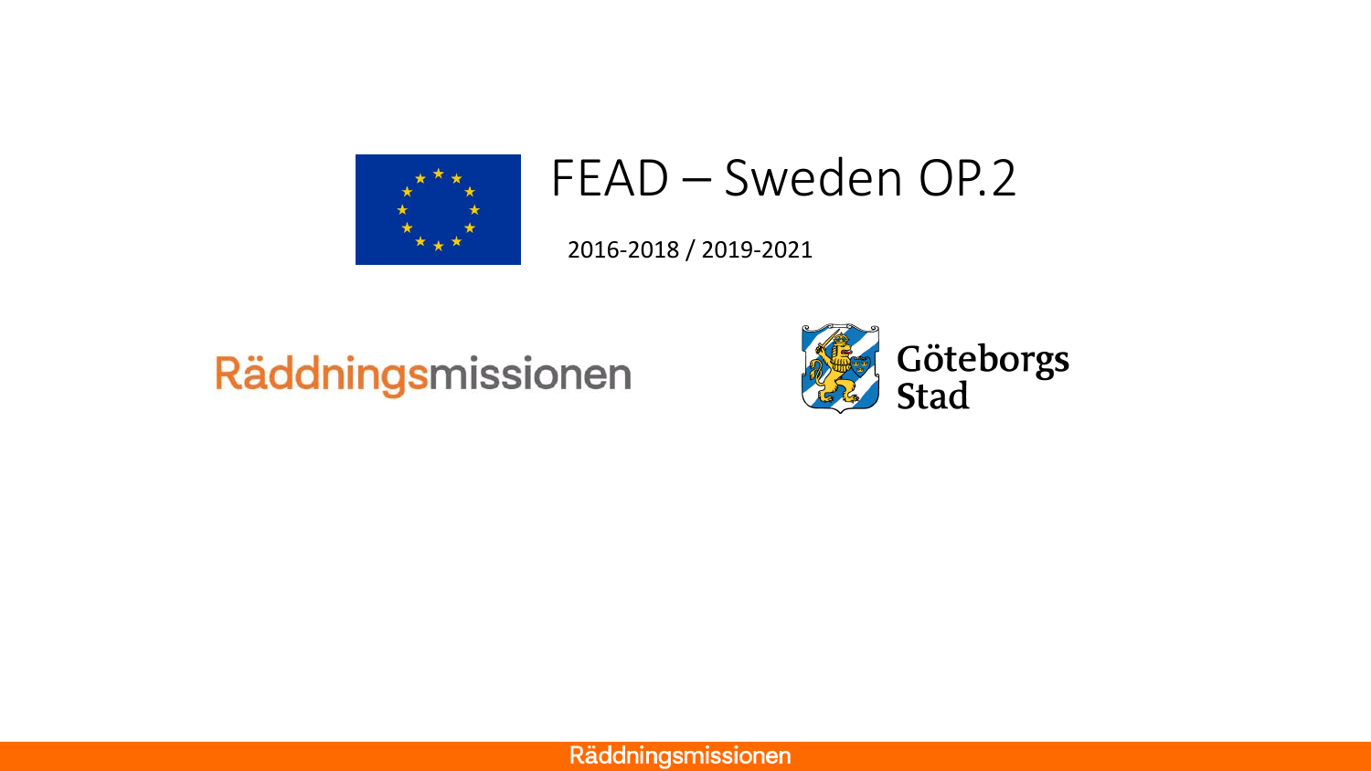# FEAD – Sweden OP.2

2016-2018 / 2019-2021

Räddningsmissionen

Göteborgs Stad